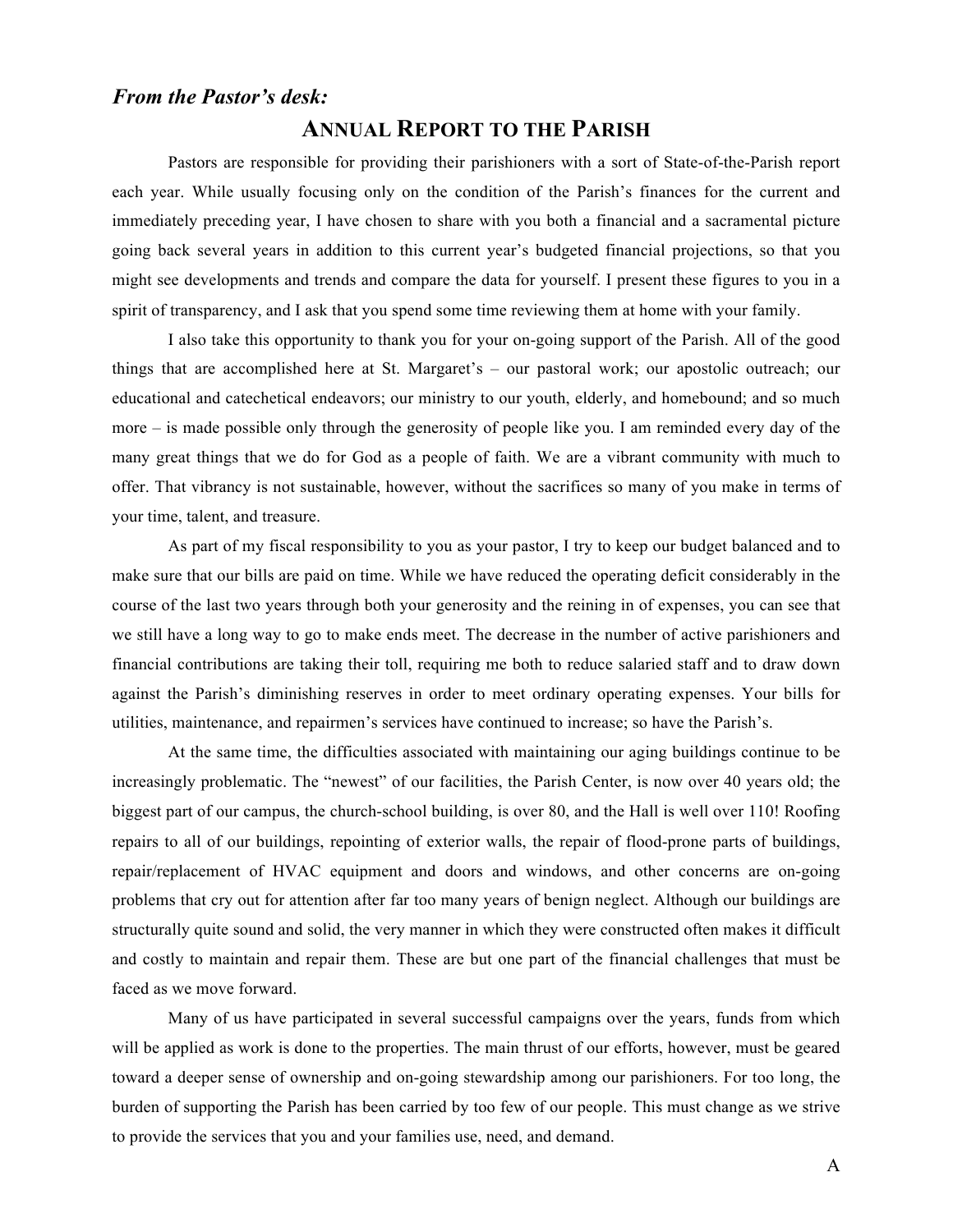*From the Pastor's desk:*

## ANNUAL REPORT TO THE PARISH

Pastors are responsible for providing their parishioners with a sort of State-of-the-Parish report each year. While usually focusing only on the condition of the Parish's finances for the current and immediately preceding year, I have chosen to share with you both a financial and a sacramental picture going back several years in addition to this current year's budgeted financial projections, so that you might see developments and trends and compare the data for yourself. I present these figures to you in a spirit of transparency, and I ask that you spend some time reviewing them at home with your family.

I also take this opportunity to thank you for your on-going support of the Parish. All of the good things that are accomplished here at St. Margaret's – our pastoral work; our apostolic outreach; our educational and catechetical endeavors; our ministry to our youth, elderly, and homebound; and so much more – is made possible only through the generosity of people like you. I am reminded every day of the many great things that we do for God as a people of faith. We are a vibrant community with much to offer. That vibrancy is not sustainable, however, without the sacrifices so many of you make in terms of your time, talent, and treasure.

As part of my fiscal responsibility to you as your pastor, I try to keep our budget balanced and to make sure that our bills are paid on time. While we have reduced the operating deficit considerably in the course of the last two years through both your generosity and the reining in of expenses, you can see that we still have a long way to go to make ends meet. The decrease in the number of active parishioners and financial contributions are taking their toll, requiring me both to reduce salaried staff and to draw down against the Parish's diminishing reserves in order to meet ordinary operating expenses. Your bills for utilities, maintenance, and repairmen's services have continued to increase; so have the Parish's.

At the same time, the difficulties associated with maintaining our aging buildings continue to be increasingly problematic. The "newest" of our facilities, the Parish Center, is now over 40 years old; the biggest part of our campus, the church-school building, is over 80, and the Hall is well over 110! Roofing repairs to all of our buildings, repointing of exterior walls, the repair of flood-prone parts of buildings, repair/replacement of HVAC equipment and doors and windows, and other concerns are on-going problems that cry out for attention after far too many years of benign neglect. Although our buildings are structurally quite sound and solid, the very manner in which they were constructed often makes it difficult and costly to maintain and repair them. These are but one part of the financial challenges that must be faced as we move forward.

Many of us have participated in several successful campaigns over the years, funds from which will be applied as work is done to the properties. The main thrust of our efforts, however, must be geared toward a deeper sense of ownership and on-going stewardship among our parishioners. For too long, the burden of supporting the Parish has been carried by too few of our people. This must change as we strive to provide the services that you and your families use, need, and demand.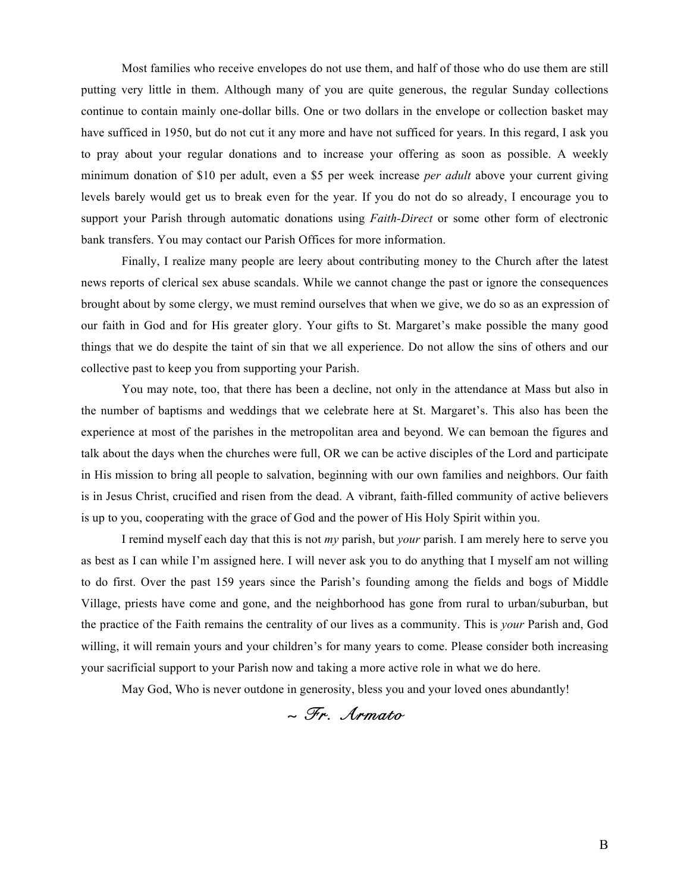Most families who receive envelopes do not use them, and half of those who do use them are still putting very little in them. Although many of you are quite generous, the regular Sunday collections continue to contain mainly one-dollar bills. One or two dollars in the envelope or collection basket may have sufficed in 1950, but do not cut it any more and have not sufficed for years. In this regard, I ask you to pray about your regular donations and to increase your offering as soon as possible. A weekly minimum donation of $10 per adult, even a $5 per week increase *per adult* above your current giving levels barely would get us to break even for the year. If you do not do so already, I encourage you to support your Parish through automatic donations using *Faith-Direct* or some other form of electronic bank transfers. You may contact our Parish Offices for more information.

Finally, I realize many people are leery about contributing money to the Church after the latest news reports of clerical sex abuse scandals. While we cannot change the past or ignore the consequences brought about by some clergy, we must remind ourselves that when we give, we do so as an expression of our faith in God and for His greater glory. Your gifts to St. Margaret's make possible the many good things that we do despite the taint of sin that we all experience. Do not allow the sins of others and our collective past to keep you from supporting your Parish.

You may note, too, that there has been a decline, not only in the attendance at Mass but also in the number of baptisms and weddings that we celebrate here at St. Margaret's. This also has been the experience at most of the parishes in the metropolitan area and beyond. We can bemoan the figures and talk about the days when the churches were full, OR we can be active disciples of the Lord and participate in His mission to bring all people to salvation, beginning with our own families and neighbors. Our faith is in Jesus Christ, crucified and risen from the dead. A vibrant, faith-filled community of active believers is up to you, cooperating with the grace of God and the power of His Holy Spirit within you.

I remind myself each day that this is not *my* parish, but *your* parish. I am merely here to serve you as best as I can while I'm assigned here. I will never ask you to do anything that I myself am not willing to do first. Over the past 159 years since the Parish's founding among the fields and bogs of Middle Village, priests have come and gone, and the neighborhood has gone from rural to urban/suburban, but the practice of the Faith remains the centrality of our lives as a community. This is *your* Parish and, God willing, it will remain yours and your children's for many years to come. Please consider both increasing your sacrificial support to your Parish now and taking a more active role in what we do here.

May God, Who is never outdone in generosity, bless you and your loved ones abundantly!

*~ Fr. Armato*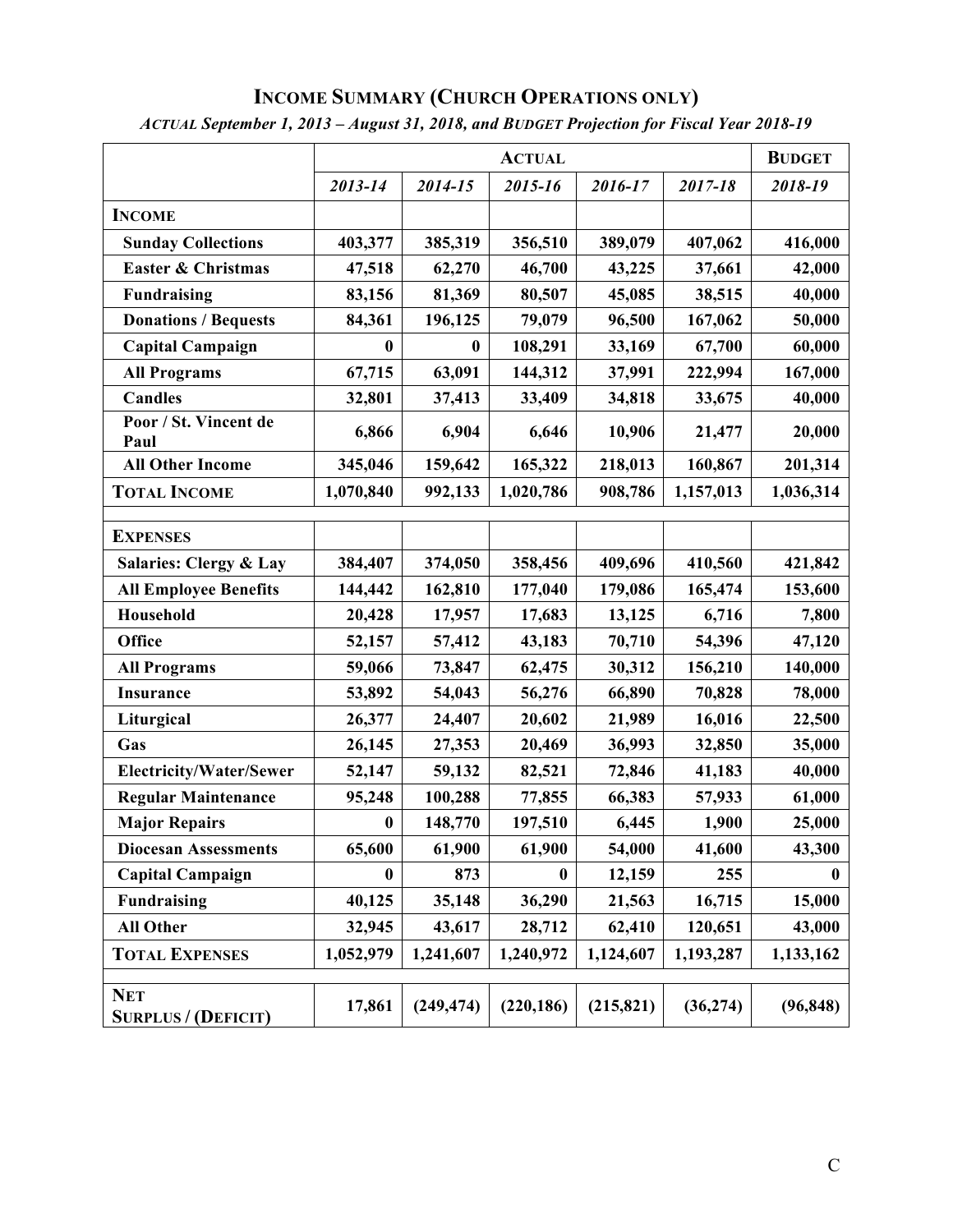# INCOME SUMMARY (CHURCH OPERATIONS ONLY)

*ACTUAL September 1, 2013 – August 31, 2018, and BUDGET Projection for Fiscal Year 2018-19*

| | ACTUAL | | | | | BUDGET |
|---|---|---|---|---|---|---|
| | *2013-14* | *2014-15* | *2015-16* | *2016-17* | *2017-18* | *2018-19* |
| **INCOME** | | | | | | |
| **Sunday Collections** | **403,377** | **385,319** | **356,510** | **389,079** | **407,062** | **416,000** |
| **Easter & Christmas** | **47,518** | **62,270** | **46,700** | **43,225** | **37,661** | **42,000** |
| **Fundraising** | **83,156** | **81,369** | **80,507** | **45,085** | **38,515** | **40,000** |
| **Donations / Bequests** | **84,361** | **196,125** | **79,079** | **96,500** | **167,062** | **50,000** |
| **Capital Campaign** | **0** | **0** | **108,291** | **33,169** | **67,700** | **60,000** |
| **All Programs** | **67,715** | **63,091** | **144,312** | **37,991** | **222,994** | **167,000** |
| **Candles** | **32,801** | **37,413** | **33,409** | **34,818** | **33,675** | **40,000** |
| **Poor / St. Vincent de Paul** | **6,866** | **6,904** | **6,646** | **10,906** | **21,477** | **20,000** |
| **All Other Income** | **345,046** | **159,642** | **165,322** | **218,013** | **160,867** | **201,314** |
| **TOTAL INCOME** | **1,070,840** | **992,133** | **1,020,786** | **908,786** | **1,157,013** | **1,036,314** |
| | | | | | | |
| **EXPENSES** | | | | | | |
| **Salaries: Clergy & Lay** | **384,407** | **374,050** | **358,456** | **409,696** | **410,560** | **421,842** |
| **All Employee Benefits** | **144,442** | **162,810** | **177,040** | **179,086** | **165,474** | **153,600** |
| **Household** | **20,428** | **17,957** | **17,683** | **13,125** | **6,716** | **7,800** |
| **Office** | **52,157** | **57,412** | **43,183** | **70,710** | **54,396** | **47,120** |
| **All Programs** | **59,066** | **73,847** | **62,475** | **30,312** | **156,210** | **140,000** |
| **Insurance** | **53,892** | **54,043** | **56,276** | **66,890** | **70,828** | **78,000** |
| **Liturgical** | **26,377** | **24,407** | **20,602** | **21,989** | **16,016** | **22,500** |
| **Gas** | **26,145** | **27,353** | **20,469** | **36,993** | **32,850** | **35,000** |
| **Electricity/Water/Sewer** | **52,147** | **59,132** | **82,521** | **72,846** | **41,183** | **40,000** |
| **Regular Maintenance** | **95,248** | **100,288** | **77,855** | **66,383** | **57,933** | **61,000** |
| **Major Repairs** | **0** | **148,770** | **197,510** | **6,445** | **1,900** | **25,000** |
| **Diocesan Assessments** | **65,600** | **61,900** | **61,900** | **54,000** | **41,600** | **43,300** |
| **Capital Campaign** | **0** | **873** | **0** | **12,159** | **255** | **0** |
| **Fundraising** | **40,125** | **35,148** | **36,290** | **21,563** | **16,715** | **15,000** |
| **All Other** | **32,945** | **43,617** | **28,712** | **62,410** | **120,651** | **43,000** |
| **TOTAL EXPENSES** | **1,052,979** | **1,241,607** | **1,240,972** | **1,124,607** | **1,193,287** | **1,133,162** |
| | | | | | | |
| **NET SURPLUS / (DEFICIT)** | **17,861** | **(249,474)** | **(220,186)** | **(215,821)** | **(36,274)** | **(96,848)** |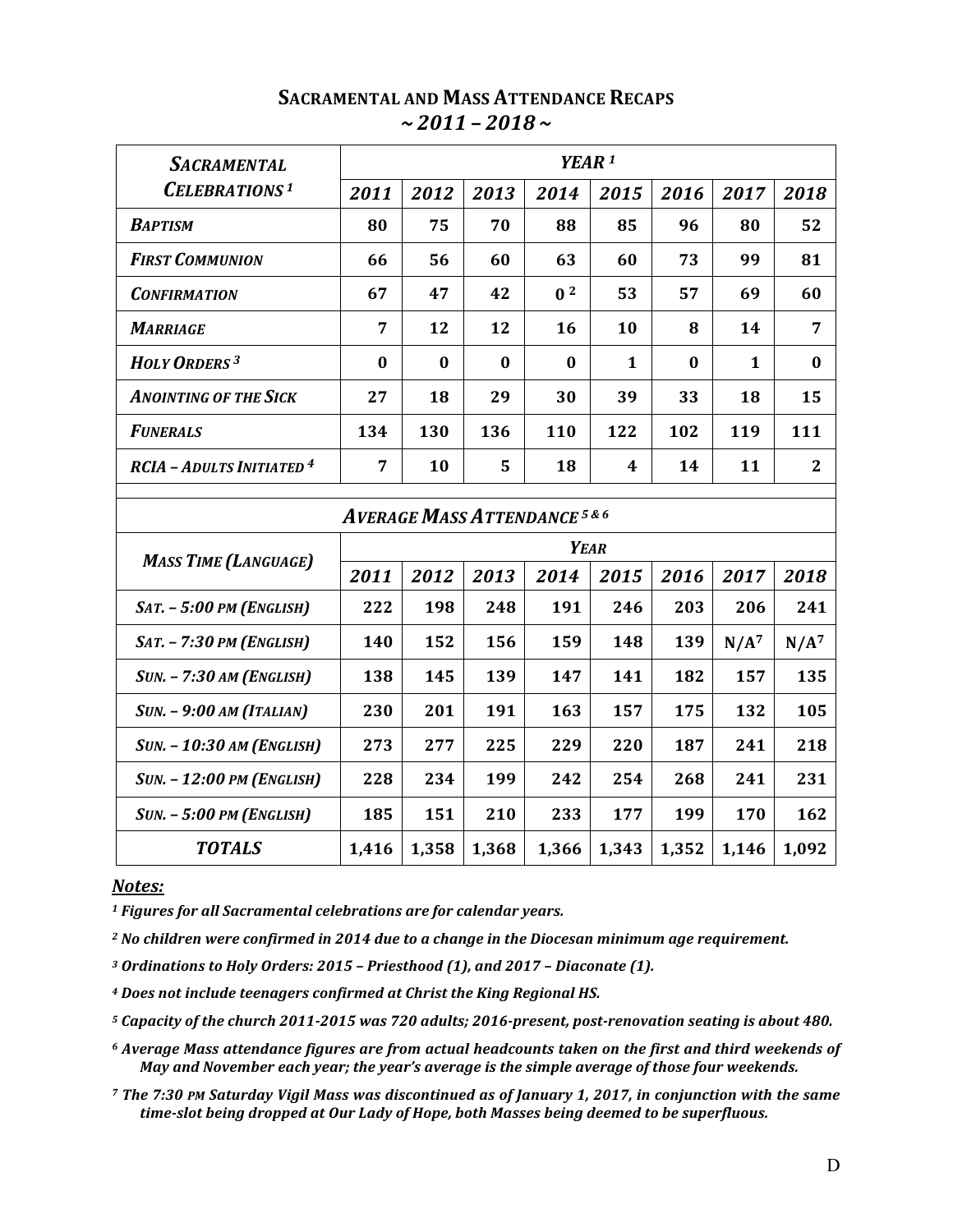## SACRAMENTAL AND MASS ATTENDANCE RECAPS

## ~ 2011 – 2018 ~

| SACRAMENTAL CELEBRATIONS [1] | YEAR [1] | | | | | | | |
|---|---|---|---|---|---|---|---|---|
| | 2011 | 2012 | 2013 | 2014 | 2015 | 2016 | 2017 | 2018 |
| BAPTISM | 80 | 75 | 70 | 88 | 85 | 96 | 80 | 52 |
| FIRST COMMUNION | 66 | 56 | 60 | 63 | 60 | 73 | 99 | 81 |
| CONFIRMATION | 67 | 47 | 42 | 0 [2] | 53 | 57 | 69 | 60 |
| MARRIAGE | 7 | 12 | 12 | 16 | 10 | 8 | 14 | 7 |
| HOLY ORDERS [3] | 0 | 0 | 0 | 0 | 1 | 0 | 1 | 0 |
| ANOINTING OF THE SICK | 27 | 18 | 29 | 30 | 39 | 33 | 18 | 15 |
| FUNERALS | 134 | 130 | 136 | 110 | 122 | 102 | 119 | 111 |
| RCIA – ADULTS INITIATED [4] | 7 | 10 | 5 | 18 | 4 | 14 | 11 | 2 |

**AVERAGE MASS ATTENDANCE [5 & 6]**

| MASS TIME (LANGUAGE) | YEAR | | | | | | | |
|---|---|---|---|---|---|---|---|---|
| | 2011 | 2012 | 2013 | 2014 | 2015 | 2016 | 2017 | 2018 |
| SAT. – 5:00 PM (ENGLISH) | 222 | 198 | 248 | 191 | 246 | 203 | 206 | 241 |
| SAT. – 7:30 PM (ENGLISH) | 140 | 152 | 156 | 159 | 148 | 139 | N/A [7] | N/A [7] |
| SUN. – 7:30 AM (ENGLISH) | 138 | 145 | 139 | 147 | 141 | 182 | 157 | 135 |
| SUN. – 9:00 AM (ITALIAN) | 230 | 201 | 191 | 163 | 157 | 175 | 132 | 105 |
| SUN. – 10:30 AM (ENGLISH) | 273 | 277 | 225 | 229 | 220 | 187 | 241 | 218 |
| SUN. – 12:00 PM (ENGLISH) | 228 | 234 | 199 | 242 | 254 | 268 | 241 | 231 |
| SUN. – 5:00 PM (ENGLISH) | 185 | 151 | 210 | 233 | 177 | 199 | 170 | 162 |
| **TOTALS** | 1,416 | 1,358 | 1,368 | 1,366 | 1,343 | 1,352 | 1,146 | 1,092 |

***Notes:***

*[1] Figures for all Sacramental celebrations are for calendar years.*

*[2] No children were confirmed in 2014 due to a change in the Diocesan minimum age requirement.*

*[3] Ordinations to Holy Orders: 2015 – Priesthood (1), and 2017 – Diaconate (1).*

*[4] Does not include teenagers confirmed at Christ the King Regional HS.*

*[5] Capacity of the church 2011-2015 was 720 adults; 2016-present, post-renovation seating is about 480.*

*[6] Average Mass attendance figures are from actual headcounts taken on the first and third weekends of May and November each year; the year's average is the simple average of those four weekends.*

*[7] The 7:30 PM Saturday Vigil Mass was discontinued as of January 1, 2017, in conjunction with the same time-slot being dropped at Our Lady of Hope, both Masses being deemed to be superfluous.*

D